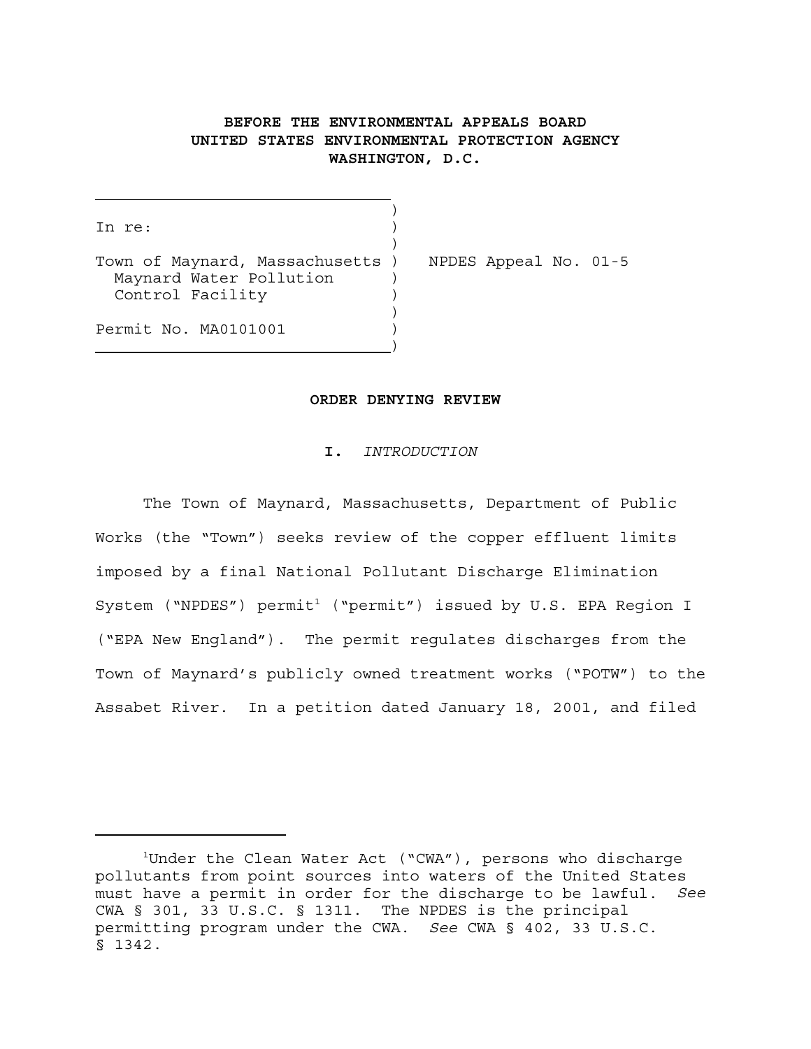**BEFORE THE ENVIRONMENTAL APPEALS BOARD**
**UNITED STATES ENVIRONMENTAL PROTECTION AGENCY**
**WASHINGTON, D.C.**

In re:

Town of Maynard, Massachusetts
Maynard Water Pollution Control Facility

Permit No. MA0101001

NPDES Appeal No. 01-5

**ORDER DENYING REVIEW**

**I.** *INTRODUCTION*

The Town of Maynard, Massachusetts, Department of Public Works (the "Town") seeks review of the copper effluent limits imposed by a final National Pollutant Discharge Elimination System ("NPDES") permit[1] ("permit") issued by U.S. EPA Region I ("EPA New England"). The permit regulates discharges from the Town of Maynard's publicly owned treatment works ("POTW") to the Assabet River. In a petition dated January 18, 2001, and filed

[1]Under the Clean Water Act ("CWA"), persons who discharge pollutants from point sources into waters of the United States must have a permit in order for the discharge to be lawful. *See* CWA § 301, 33 U.S.C. § 1311. The NPDES is the principal permitting program under the CWA. *See* CWA § 402, 33 U.S.C. § 1342.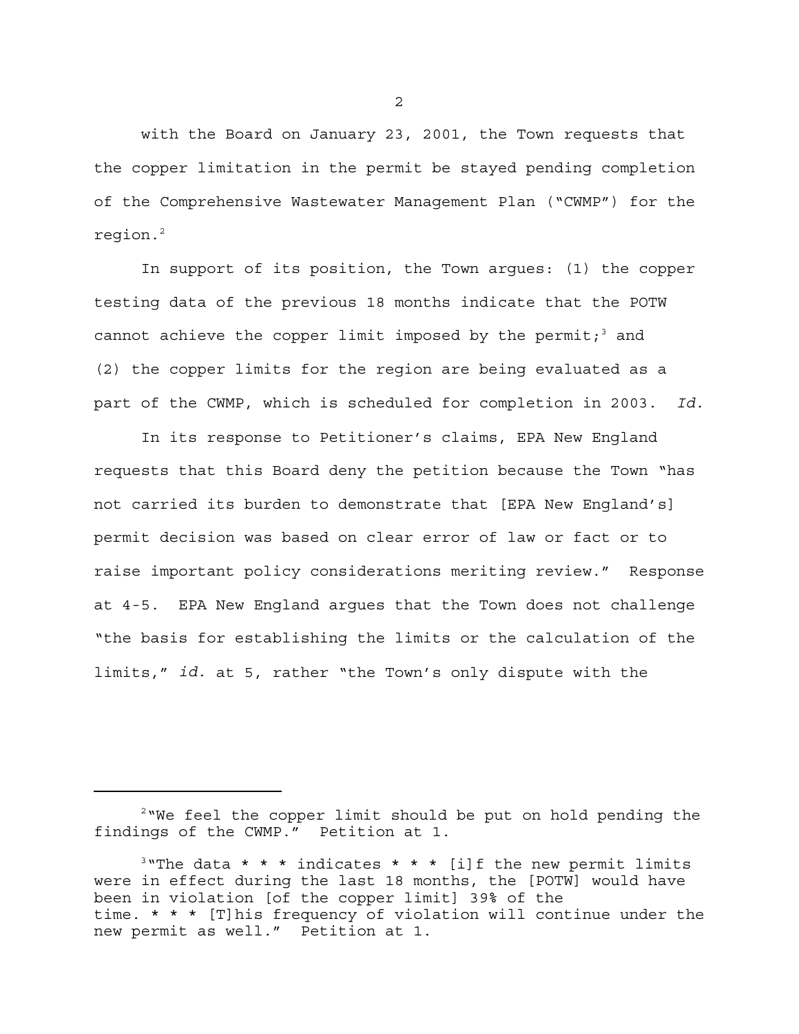with the Board on January 23, 2001, the Town requests that the copper limitation in the permit be stayed pending completion of the Comprehensive Wastewater Management Plan ("CWMP") for the region.[2]

In support of its position, the Town argues: (1) the copper testing data of the previous 18 months indicate that the POTW cannot achieve the copper limit imposed by the permit;[3] and (2) the copper limits for the region are being evaluated as a part of the CWMP, which is scheduled for completion in 2003. *Id.*

In its response to Petitioner's claims, EPA New England requests that this Board deny the petition because the Town "has not carried its burden to demonstrate that [EPA New England's] permit decision was based on clear error of law or fact or to raise important policy considerations meriting review." Response at 4-5. EPA New England argues that the Town does not challenge "the basis for establishing the limits or the calculation of the limits," *id.* at 5, rather "the Town's only dispute with the

---

[2] "We feel the copper limit should be put on hold pending the findings of the CWMP." Petition at 1.

[3] "The data * * * indicates * * * [i]f the new permit limits were in effect during the last 18 months, the [POTW] would have been in violation [of the copper limit] 39% of the time. * * * [T]his frequency of violation will continue under the new permit as well." Petition at 1.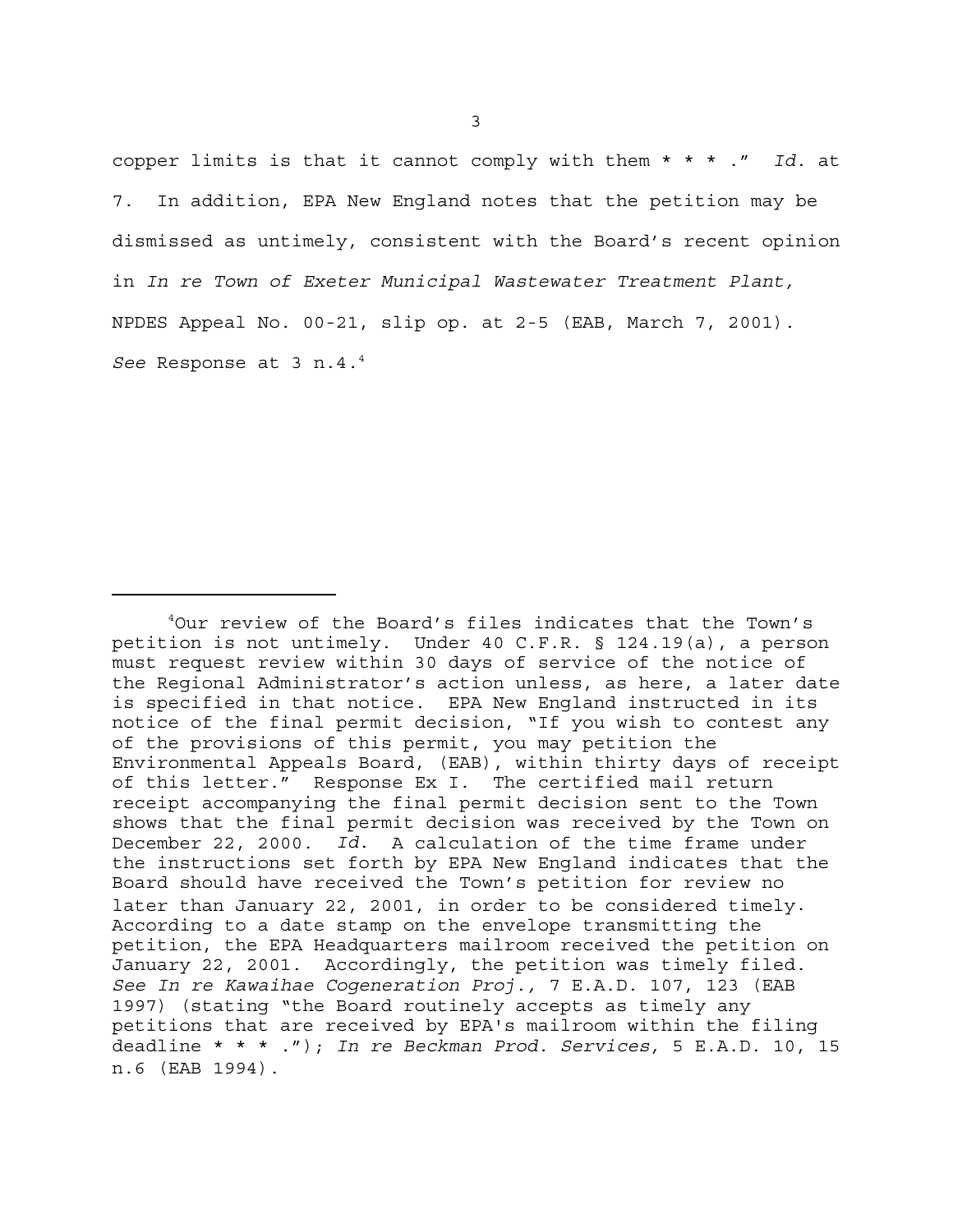copper limits is that it cannot comply with them * * * ." *Id.* at 7. In addition, EPA New England notes that the petition may be dismissed as untimely, consistent with the Board's recent opinion in *In re Town of Exeter Municipal Wastewater Treatment Plant,* NPDES Appeal No. 00-21, slip op. at 2-5 (EAB, March 7, 2001). *See* Response at 3 n.4.[4]

---

[4]Our review of the Board's files indicates that the Town's petition is not untimely. Under 40 C.F.R. § 124.19(a), a person must request review within 30 days of service of the notice of the Regional Administrator's action unless, as here, a later date is specified in that notice. EPA New England instructed in its notice of the final permit decision, "If you wish to contest any of the provisions of this permit, you may petition the Environmental Appeals Board, (EAB), within thirty days of receipt of this letter." Response Ex I. The certified mail return receipt accompanying the final permit decision sent to the Town shows that the final permit decision was received by the Town on December 22, 2000. *Id.* A calculation of the time frame under the instructions set forth by EPA New England indicates that the Board should have received the Town's petition for review no later than January 22, 2001, in order to be considered timely. According to a date stamp on the envelope transmitting the petition, the EPA Headquarters mailroom received the petition on January 22, 2001. Accordingly, the petition was timely filed. *See In re Kawaihae Cogeneration Proj.,* 7 E.A.D. 107, 123 (EAB 1997) (stating "the Board routinely accepts as timely any petitions that are received by EPA's mailroom within the filing deadline * * * ."); *In re Beckman Prod. Services,* 5 E.A.D. 10, 15 n.6 (EAB 1994).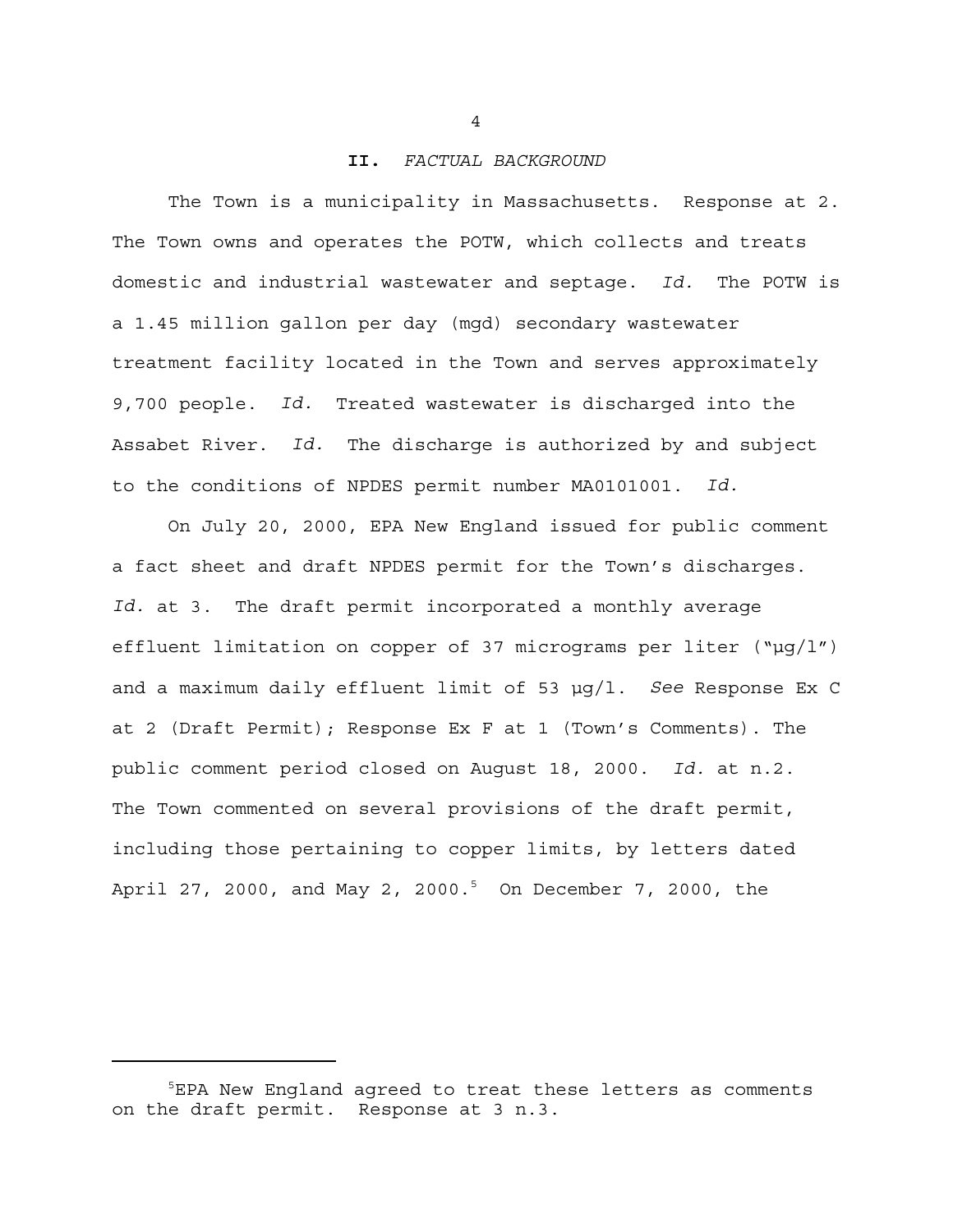## II. *FACTUAL BACKGROUND*

The Town is a municipality in Massachusetts. Response at 2. The Town owns and operates the POTW, which collects and treats domestic and industrial wastewater and septage. *Id.* The POTW is a 1.45 million gallon per day (mgd) secondary wastewater treatment facility located in the Town and serves approximately 9,700 people. *Id.* Treated wastewater is discharged into the Assabet River. *Id.* The discharge is authorized by and subject to the conditions of NPDES permit number MA0101001. *Id.*

On July 20, 2000, EPA New England issued for public comment a fact sheet and draft NPDES permit for the Town's discharges. *Id.* at 3. The draft permit incorporated a monthly average effluent limitation on copper of 37 micrograms per liter ("µg/l") and a maximum daily effluent limit of 53 µg/l. *See* Response Ex C at 2 (Draft Permit); Response Ex F at 1 (Town's Comments). The public comment period closed on August 18, 2000. *Id.* at n.2. The Town commented on several provisions of the draft permit, including those pertaining to copper limits, by letters dated April 27, 2000, and May 2, 2000.[5] On December 7, 2000, the

---

[5]EPA New England agreed to treat these letters as comments on the draft permit. Response at 3 n.3.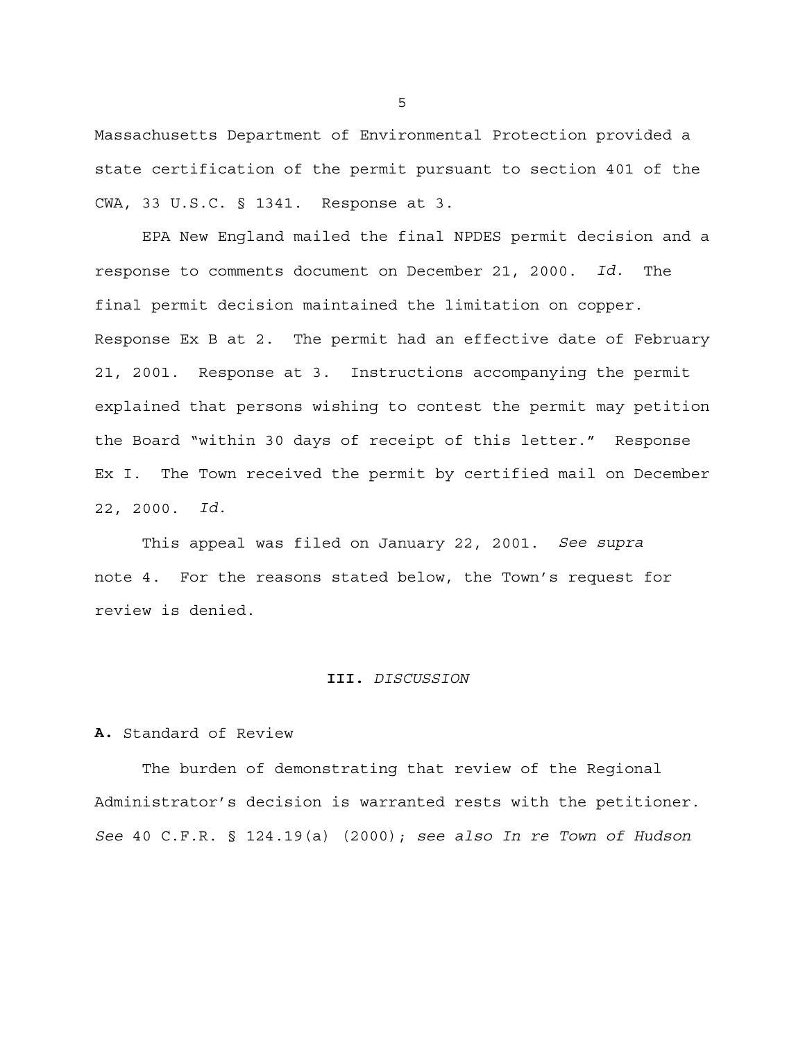Massachusetts Department of Environmental Protection provided a state certification of the permit pursuant to section 401 of the CWA, 33 U.S.C. § 1341. Response at 3.

EPA New England mailed the final NPDES permit decision and a response to comments document on December 21, 2000. *Id.* The final permit decision maintained the limitation on copper. Response Ex B at 2. The permit had an effective date of February 21, 2001. Response at 3. Instructions accompanying the permit explained that persons wishing to contest the permit may petition the Board "within 30 days of receipt of this letter." Response Ex I. The Town received the permit by certified mail on December 22, 2000. *Id.*

This appeal was filed on January 22, 2001. *See supra* note 4. For the reasons stated below, the Town's request for review is denied.

## III. *DISCUSSION*

### A. Standard of Review

The burden of demonstrating that review of the Regional Administrator's decision is warranted rests with the petitioner. *See* 40 C.F.R. § 124.19(a) (2000); *see also In re Town of Hudson*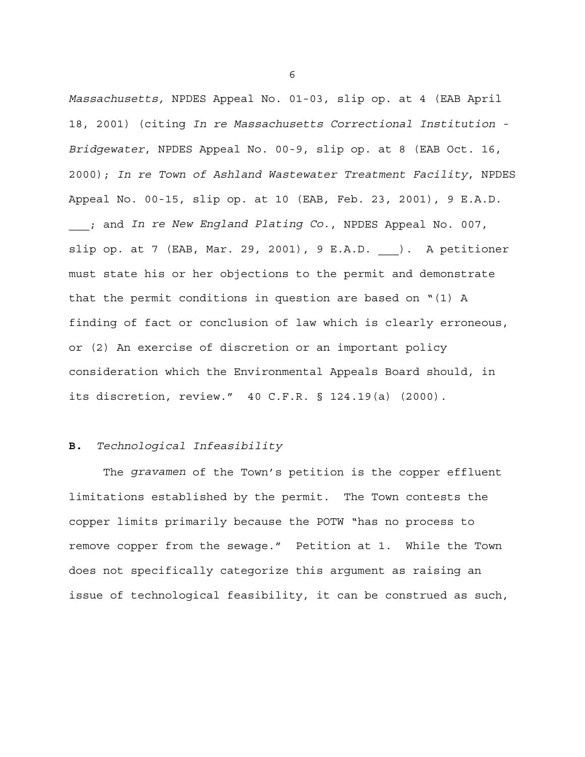*Massachusetts,* NPDES Appeal No. 01-03, slip op. at 4 (EAB April 18, 2001) (citing *In re Massachusetts Correctional Institution - Bridgewater*, NPDES Appeal No. 00-9, slip op. at 8 (EAB Oct. 16, 2000); *In re Town of Ashland Wastewater Treatment Facility*, NPDES Appeal No. 00-15, slip op. at 10 (EAB, Feb. 23, 2001), 9 E.A.D. ___; and *In re New England Plating Co.*, NPDES Appeal No. 007, slip op. at 7 (EAB, Mar. 29, 2001), 9 E.A.D. ___). A petitioner must state his or her objections to the permit and demonstrate that the permit conditions in question are based on "(1) A finding of fact or conclusion of law which is clearly erroneous, or (2) An exercise of discretion or an important policy consideration which the Environmental Appeals Board should, in its discretion, review." 40 C.F.R. § 124.19(a) (2000).

### **B.** *Technological Infeasibility*

The *gravamen* of the Town's petition is the copper effluent limitations established by the permit. The Town contests the copper limits primarily because the POTW "has no process to remove copper from the sewage." Petition at 1. While the Town does not specifically categorize this argument as raising an issue of technological feasibility, it can be construed as such,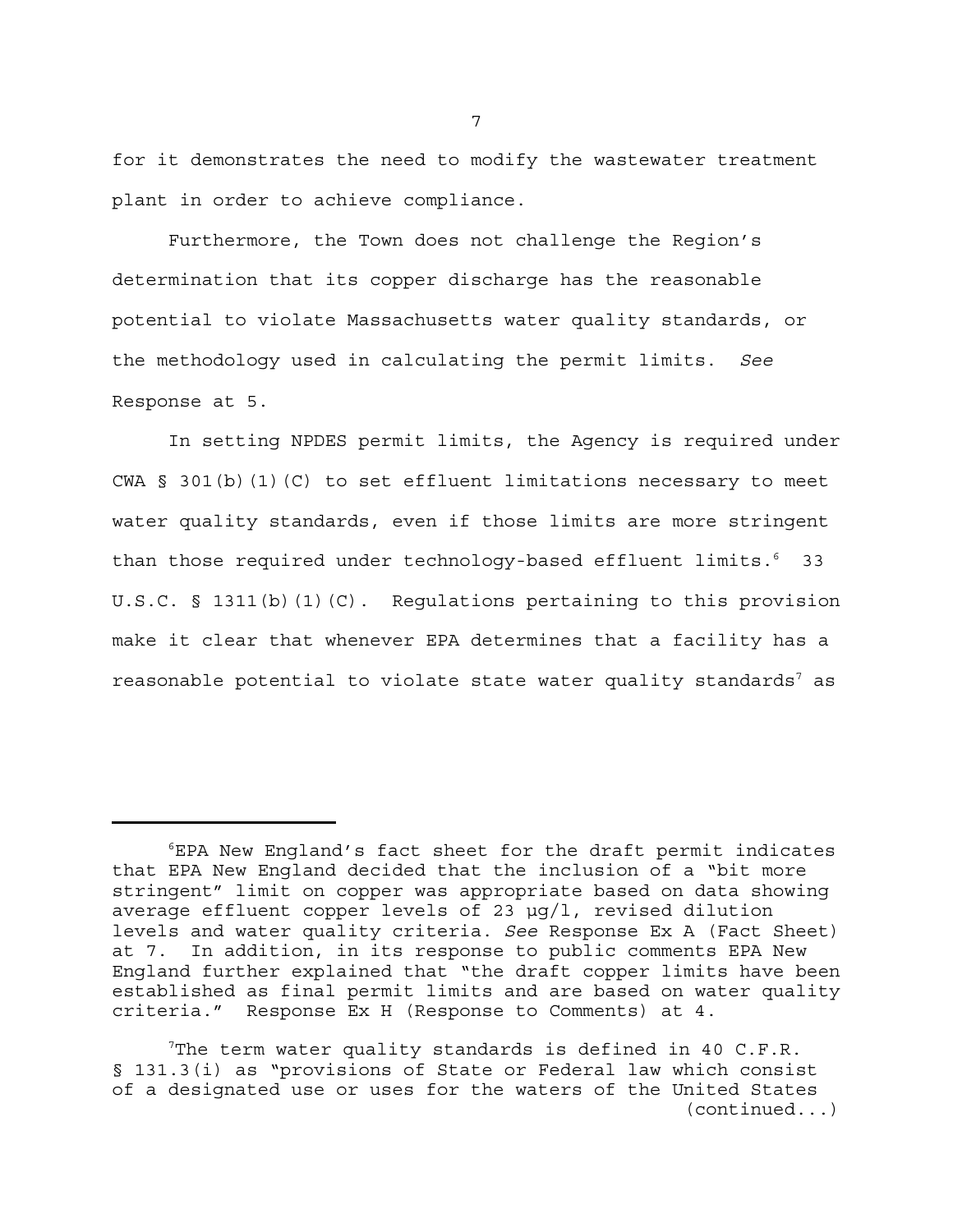for it demonstrates the need to modify the wastewater treatment plant in order to achieve compliance.

Furthermore, the Town does not challenge the Region's determination that its copper discharge has the reasonable potential to violate Massachusetts water quality standards, or the methodology used in calculating the permit limits. *See* Response at 5.

In setting NPDES permit limits, the Agency is required under CWA § 301(b)(1)(C) to set effluent limitations necessary to meet water quality standards, even if those limits are more stringent than those required under technology-based effluent limits.[6] 33 U.S.C. § 1311(b)(1)(C). Regulations pertaining to this provision make it clear that whenever EPA determines that a facility has a reasonable potential to violate state water quality standards[7] as

---

[6]EPA New England's fact sheet for the draft permit indicates that EPA New England decided that the inclusion of a "bit more stringent" limit on copper was appropriate based on data showing average effluent copper levels of 23 µg/l, revised dilution levels and water quality criteria. *See* Response Ex A (Fact Sheet) at 7. In addition, in its response to public comments EPA New England further explained that "the draft copper limits have been established as final permit limits and are based on water quality criteria." Response Ex H (Response to Comments) at 4.

[7]The term water quality standards is defined in 40 C.F.R. § 131.3(i) as "provisions of State or Federal law which consist of a designated use or uses for the waters of the United States (continued...)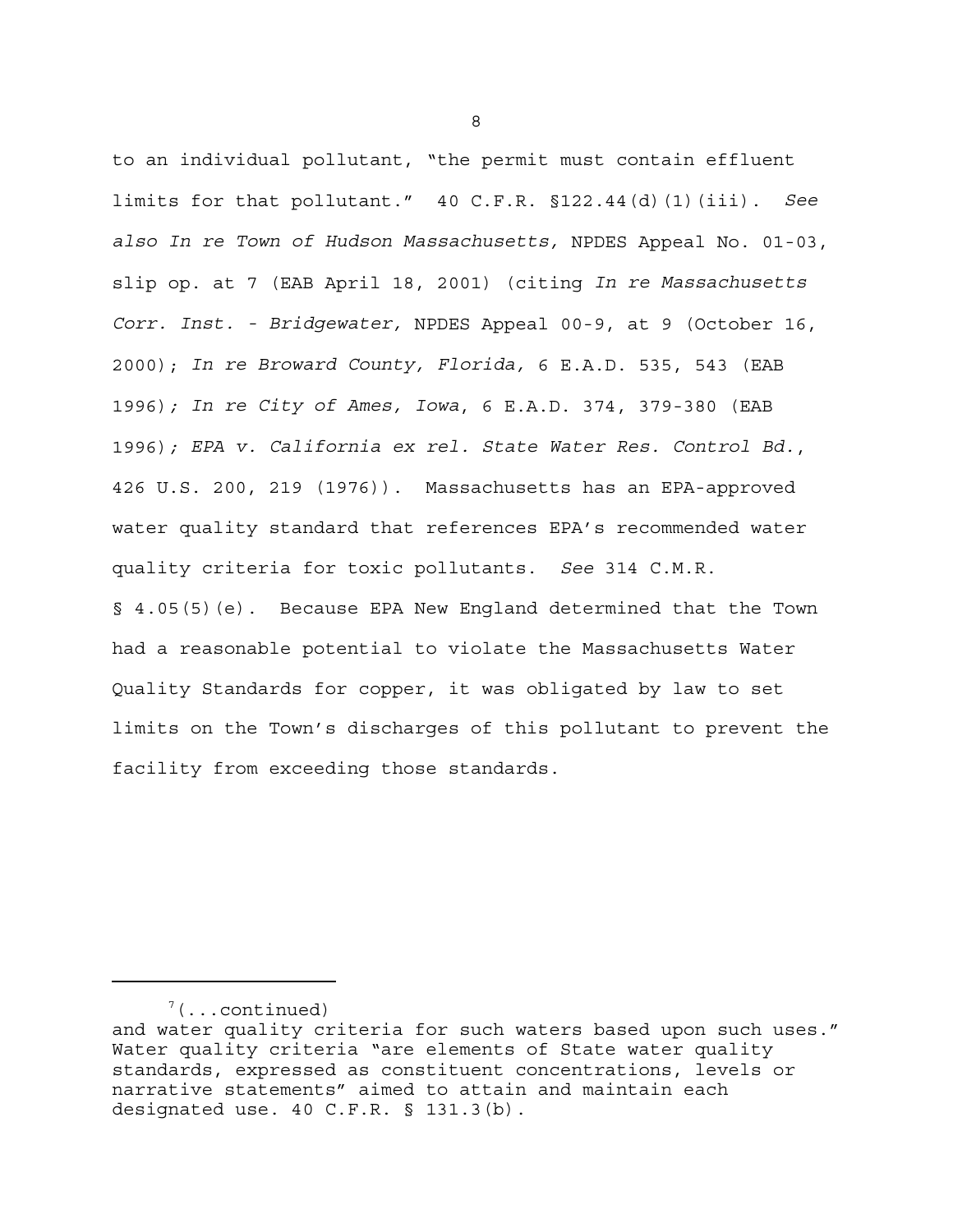to an individual pollutant, "the permit must contain effluent limits for that pollutant." 40 C.F.R. §122.44(d)(1)(iii). *See also In re Town of Hudson Massachusetts,* NPDES Appeal No. 01-03, slip op. at 7 (EAB April 18, 2001) (citing *In re Massachusetts Corr. Inst. - Bridgewater,* NPDES Appeal 00-9, at 9 (October 16, 2000); *In re Broward County, Florida,* 6 E.A.D. 535, 543 (EAB 1996); *In re City of Ames, Iowa*, 6 E.A.D. 374, 379-380 (EAB 1996); *EPA v. California ex rel. State Water Res. Control Bd.*, 426 U.S. 200, 219 (1976)). Massachusetts has an EPA-approved water quality standard that references EPA's recommended water quality criteria for toxic pollutants. *See* 314 C.M.R. § 4.05(5)(e). Because EPA New England determined that the Town had a reasonable potential to violate the Massachusetts Water Quality Standards for copper, it was obligated by law to set limits on the Town's discharges of this pollutant to prevent the facility from exceeding those standards.

---

[7](...continued)
and water quality criteria for such waters based upon such uses." Water quality criteria "are elements of State water quality standards, expressed as constituent concentrations, levels or narrative statements" aimed to attain and maintain each designated use. 40 C.F.R. § 131.3(b).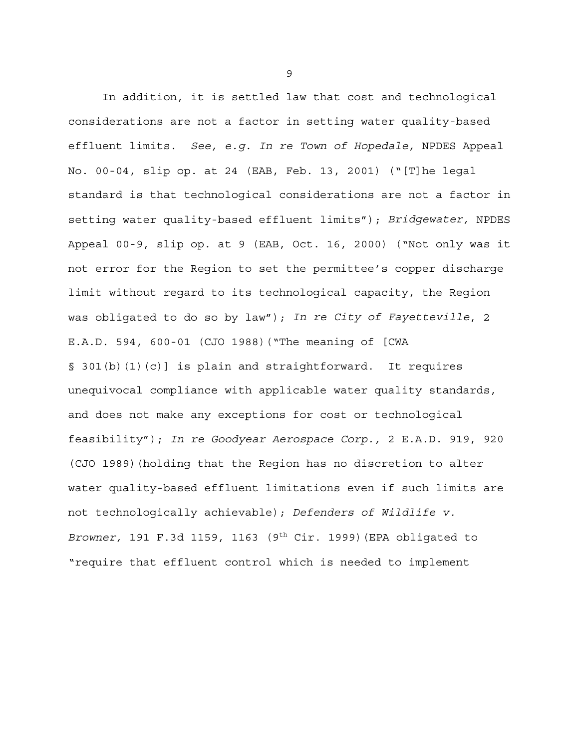In addition, it is settled law that cost and technological considerations are not a factor in setting water quality-based effluent limits. *See, e.g. In re Town of Hopedale,* NPDES Appeal No. 00-04, slip op. at 24 (EAB, Feb. 13, 2001) ("[T]he legal standard is that technological considerations are not a factor in setting water quality-based effluent limits"); *Bridgewater,* NPDES Appeal 00-9, slip op. at 9 (EAB, Oct. 16, 2000) ("Not only was it not error for the Region to set the permittee's copper discharge limit without regard to its technological capacity, the Region was obligated to do so by law"); *In re City of Fayetteville*, 2 E.A.D. 594, 600-01 (CJO 1988)("The meaning of [CWA § 301(b)(1)(c)] is plain and straightforward. It requires unequivocal compliance with applicable water quality standards, and does not make any exceptions for cost or technological feasibility"); *In re Goodyear Aerospace Corp.,* 2 E.A.D. 919, 920 (CJO 1989)(holding that the Region has no discretion to alter water quality-based effluent limitations even if such limits are not technologically achievable); *Defenders of Wildlife v. Browner,* 191 F.3d 1159, 1163 (9th Cir. 1999)(EPA obligated to "require that effluent control which is needed to implement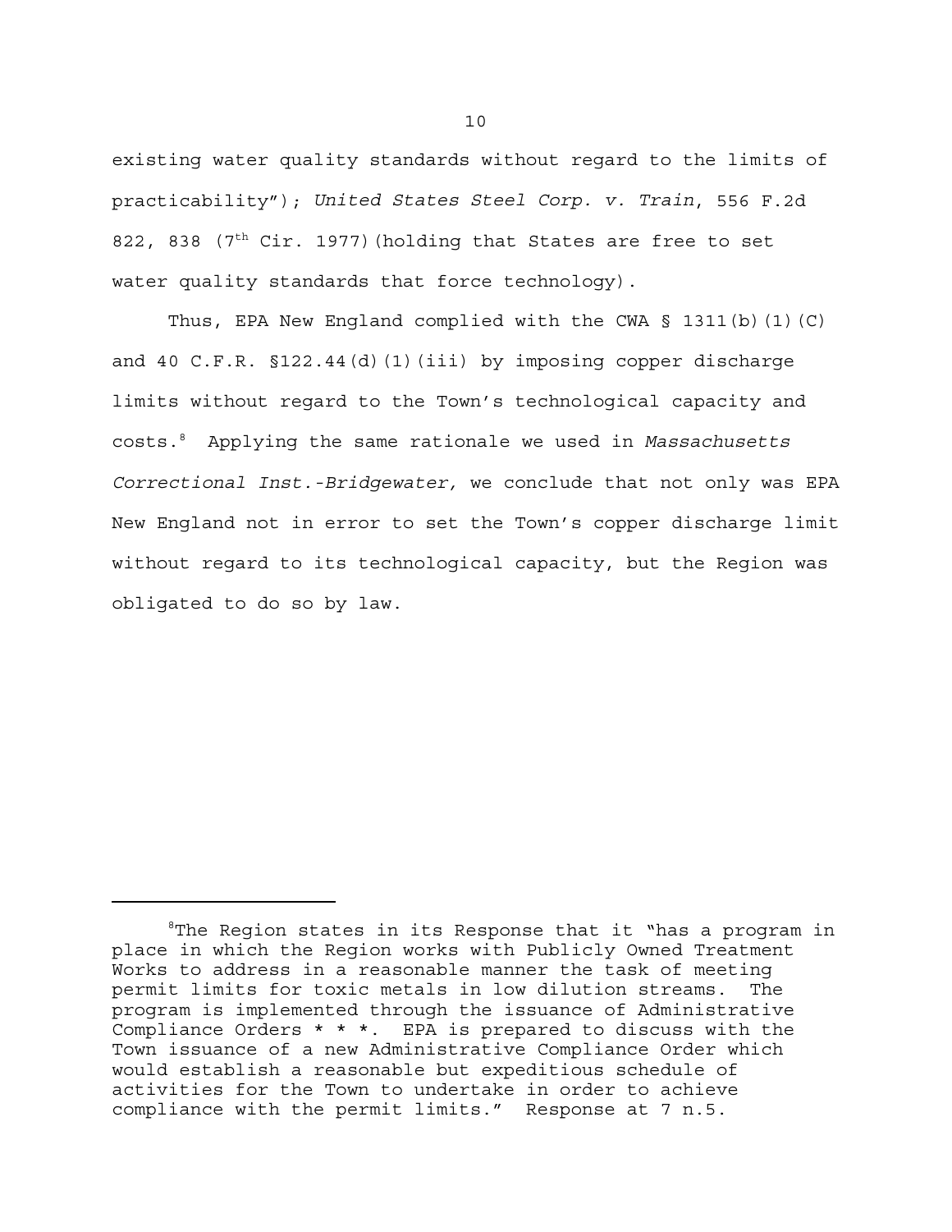existing water quality standards without regard to the limits of practicability"); *United States Steel Corp. v. Train*, 556 F.2d 822, 838 (7th Cir. 1977)(holding that States are free to set water quality standards that force technology).

Thus, EPA New England complied with the CWA § 1311(b)(1)(C) and 40 C.F.R. §122.44(d)(1)(iii) by imposing copper discharge limits without regard to the Town's technological capacity and costs.[8] Applying the same rationale we used in *Massachusetts Correctional Inst.-Bridgewater,* we conclude that not only was EPA New England not in error to set the Town's copper discharge limit without regard to its technological capacity, but the Region was obligated to do so by law.

---

[8]The Region states in its Response that it "has a program in place in which the Region works with Publicly Owned Treatment Works to address in a reasonable manner the task of meeting permit limits for toxic metals in low dilution streams. The program is implemented through the issuance of Administrative Compliance Orders * * *. EPA is prepared to discuss with the Town issuance of a new Administrative Compliance Order which would establish a reasonable but expeditious schedule of activities for the Town to undertake in order to achieve compliance with the permit limits." Response at 7 n.5.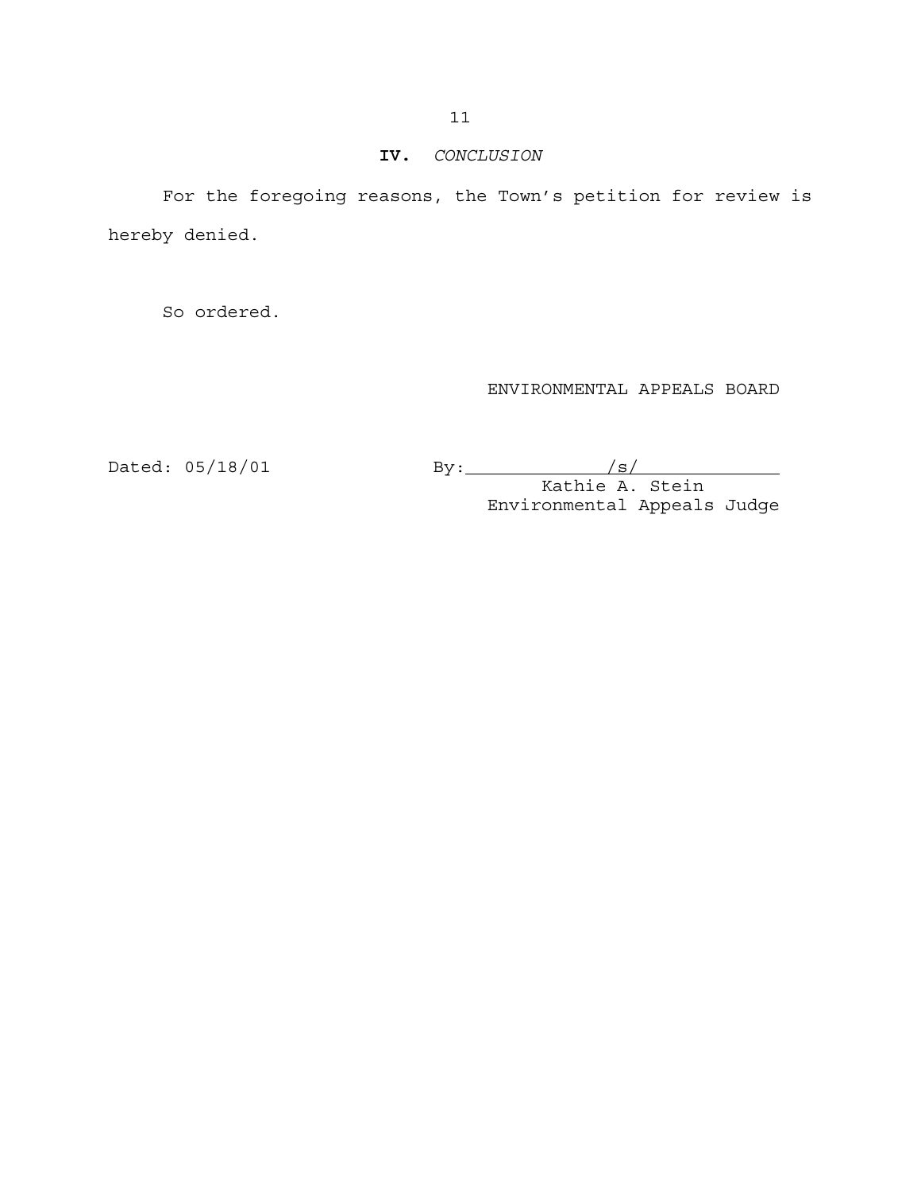## IV. *CONCLUSION*

For the foregoing reasons, the Town's petition for review is hereby denied.

So ordered.

ENVIRONMENTAL APPEALS BOARD

Dated: 05/18/01

By: /s/
Kathie A. Stein
Environmental Appeals Judge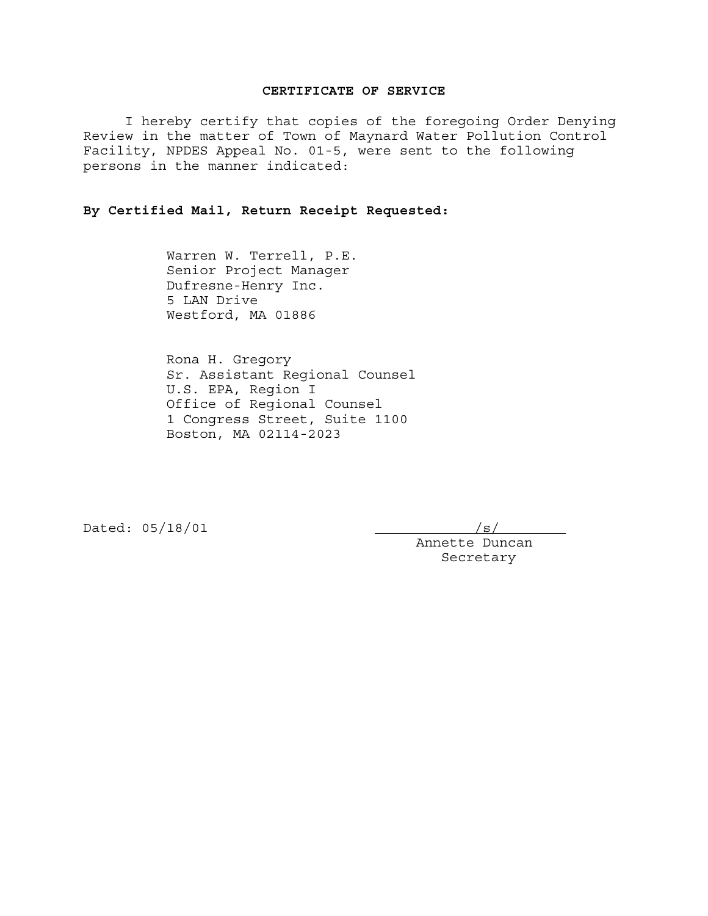## CERTIFICATE OF SERVICE

I hereby certify that copies of the foregoing Order Denying Review in the matter of Town of Maynard Water Pollution Control Facility, NPDES Appeal No. 01-5, were sent to the following persons in the manner indicated:

**By Certified Mail, Return Receipt Requested:**

Warren W. Terrell, P.E.
Senior Project Manager
Dufresne-Henry Inc.
5 LAN Drive
Westford, MA 01886

Rona H. Gregory
Sr. Assistant Regional Counsel
U.S. EPA, Region I
Office of Regional Counsel
1 Congress Street, Suite 1100
Boston, MA 02114-2023

Dated: 05/18/01

/s/
Annette Duncan
Secretary